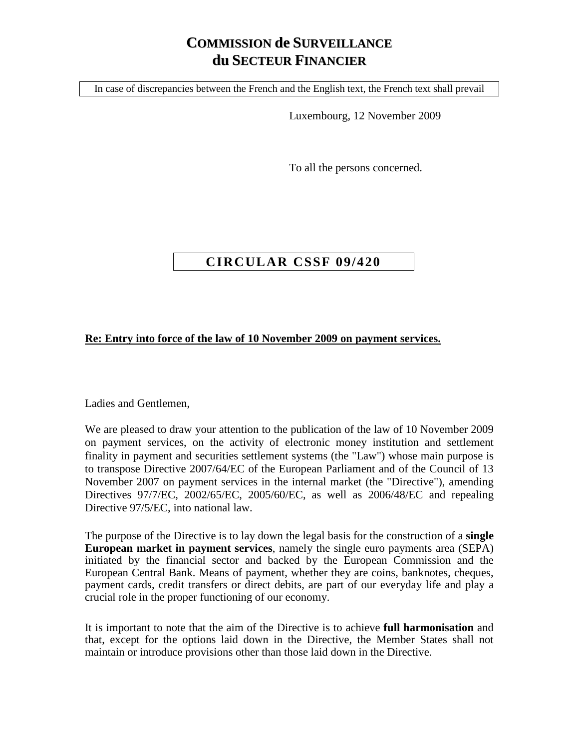# COMMISSION de SURVEILLANCE du SECTEUR FINANCIER

In case of discrepancies between the French and the English text, the French text shall prevail

Luxembourg, 12 November 2009

To all the persons concerned.

## CIRCULAR CSSF 09/420

**Re: Entry into force of the law of 10 November 2009 on payment services.**

Ladies and Gentlemen,

We are pleased to draw your attention to the publication of the law of 10 November 2009 on payment services, on the activity of electronic money institution and settlement finality in payment and securities settlement systems (the "Law") whose main purpose is to transpose Directive 2007/64/EC of the European Parliament and of the Council of 13 November 2007 on payment services in the internal market (the "Directive"), amending Directives 97/7/EC, 2002/65/EC, 2005/60/EC, as well as 2006/48/EC and repealing Directive 97/5/EC, into national law.

The purpose of the Directive is to lay down the legal basis for the construction of a **single European market in payment services**, namely the single euro payments area (SEPA) initiated by the financial sector and backed by the European Commission and the European Central Bank. Means of payment, whether they are coins, banknotes, cheques, payment cards, credit transfers or direct debits, are part of our everyday life and play a crucial role in the proper functioning of our economy.

It is important to note that the aim of the Directive is to achieve **full harmonisation** and that, except for the options laid down in the Directive, the Member States shall not maintain or introduce provisions other than those laid down in the Directive.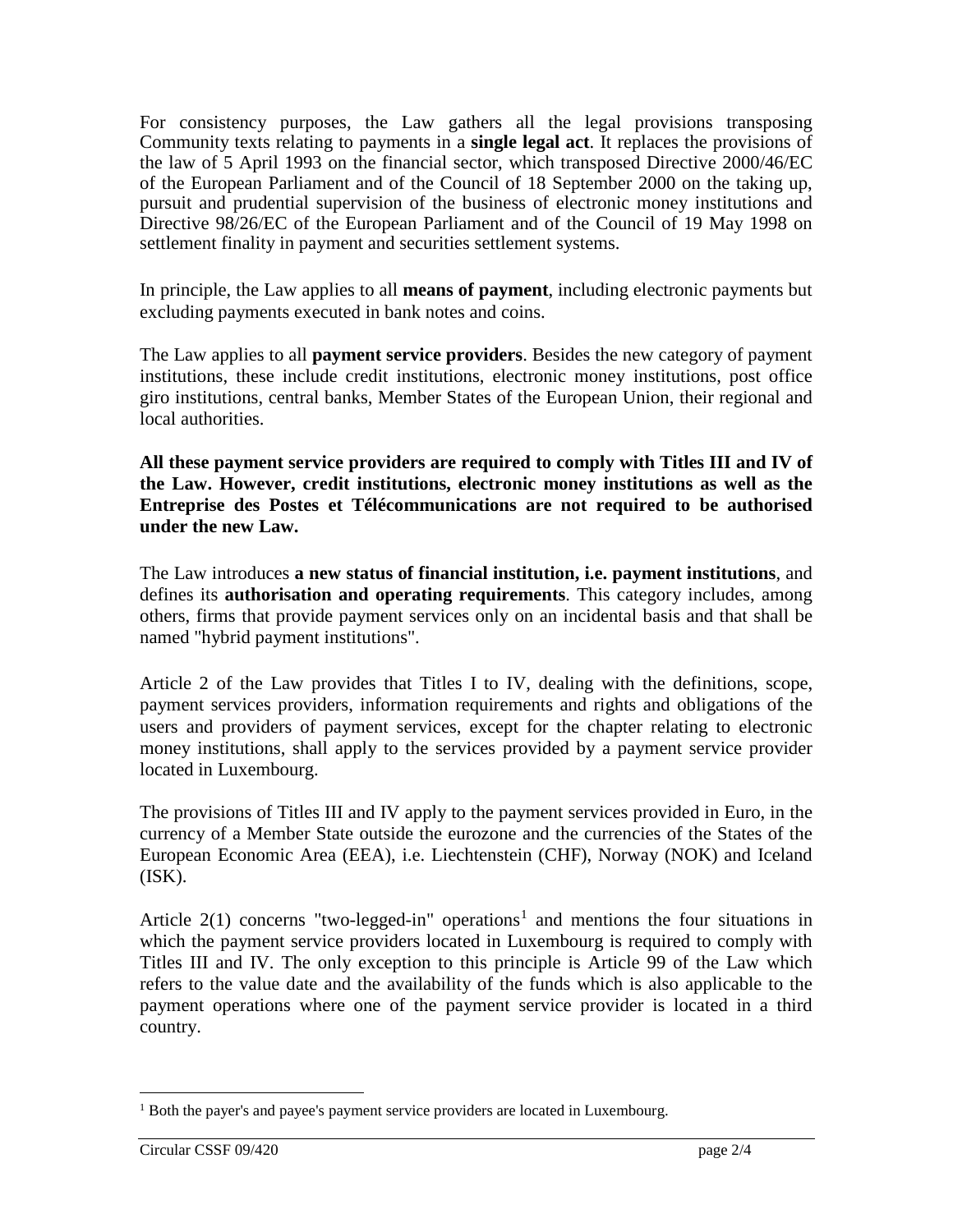For consistency purposes, the Law gathers all the legal provisions transposing Community texts relating to payments in a **single legal act**. It replaces the provisions of the law of 5 April 1993 on the financial sector, which transposed Directive 2000/46/EC of the European Parliament and of the Council of 18 September 2000 on the taking up, pursuit and prudential supervision of the business of electronic money institutions and Directive 98/26/EC of the European Parliament and of the Council of 19 May 1998 on settlement finality in payment and securities settlement systems.

In principle, the Law applies to all **means of payment**, including electronic payments but excluding payments executed in bank notes and coins.

The Law applies to all **payment service providers**. Besides the new category of payment institutions, these include credit institutions, electronic money institutions, post office giro institutions, central banks, Member States of the European Union, their regional and local authorities.

**All these payment service providers are required to comply with Titles III and IV of the Law. However, credit institutions, electronic money institutions as well as the Entreprise des Postes et Télécommunications are not required to be authorised under the new Law.**

The Law introduces **a new status of financial institution, i.e. payment institutions**, and defines its **authorisation and operating requirements**. This category includes, among others, firms that provide payment services only on an incidental basis and that shall be named "hybrid payment institutions".

Article 2 of the Law provides that Titles I to IV, dealing with the definitions, scope, payment services providers, information requirements and rights and obligations of the users and providers of payment services, except for the chapter relating to electronic money institutions, shall apply to the services provided by a payment service provider located in Luxembourg.

The provisions of Titles III and IV apply to the payment services provided in Euro, in the currency of a Member State outside the eurozone and the currencies of the States of the European Economic Area (EEA), i.e. Liechtenstein (CHF), Norway (NOK) and Iceland (ISK).

Article 2(1) concerns "two-legged-in" operations[1] and mentions the four situations in which the payment service providers located in Luxembourg is required to comply with Titles III and IV. The only exception to this principle is Article 99 of the Law which refers to the value date and the availability of the funds which is also applicable to the payment operations where one of the payment service provider is located in a third country.

[1] Both the payer's and payee's payment service providers are located in Luxembourg.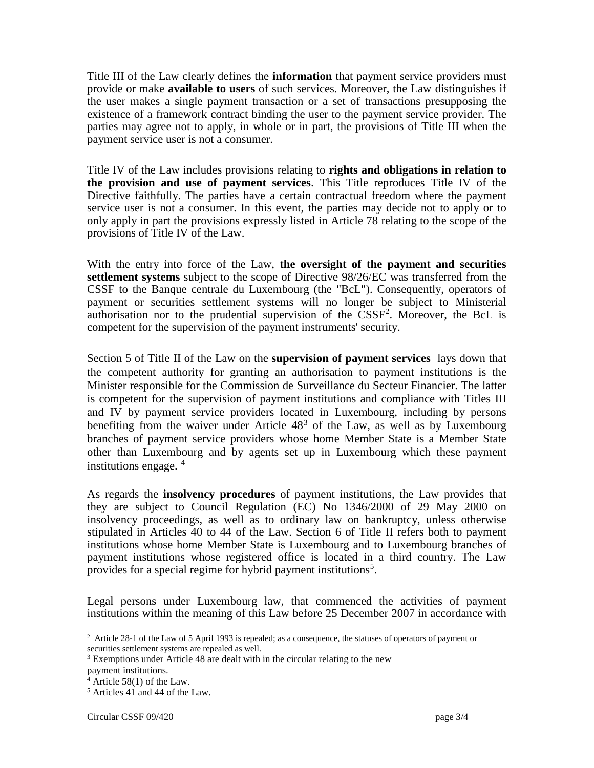Title III of the Law clearly defines the **information** that payment service providers must provide or make **available to users** of such services. Moreover, the Law distinguishes if the user makes a single payment transaction or a set of transactions presupposing the existence of a framework contract binding the user to the payment service provider. The parties may agree not to apply, in whole or in part, the provisions of Title III when the payment service user is not a consumer.

Title IV of the Law includes provisions relating to **rights and obligations in relation to the provision and use of payment services**. This Title reproduces Title IV of the Directive faithfully. The parties have a certain contractual freedom where the payment service user is not a consumer. In this event, the parties may decide not to apply or to only apply in part the provisions expressly listed in Article 78 relating to the scope of the provisions of Title IV of the Law.

With the entry into force of the Law, **the oversight of the payment and securities settlement systems** subject to the scope of Directive 98/26/EC was transferred from the CSSF to the Banque centrale du Luxembourg (the "BcL"). Consequently, operators of payment or securities settlement systems will no longer be subject to Ministerial authorisation nor to the prudential supervision of the CSSF[2]. Moreover, the BcL is competent for the supervision of the payment instruments' security.

Section 5 of Title II of the Law on the **supervision of payment services** lays down that the competent authority for granting an authorisation to payment institutions is the Minister responsible for the Commission de Surveillance du Secteur Financier. The latter is competent for the supervision of payment institutions and compliance with Titles III and IV by payment service providers located in Luxembourg, including by persons benefiting from the waiver under Article 48[3] of the Law, as well as by Luxembourg branches of payment service providers whose home Member State is a Member State other than Luxembourg and by agents set up in Luxembourg which these payment institutions engage. [4]

As regards the **insolvency procedures** of payment institutions, the Law provides that they are subject to Council Regulation (EC) No 1346/2000 of 29 May 2000 on insolvency proceedings, as well as to ordinary law on bankruptcy, unless otherwise stipulated in Articles 40 to 44 of the Law. Section 6 of Title II refers both to payment institutions whose home Member State is Luxembourg and to Luxembourg branches of payment institutions whose registered office is located in a third country. The Law provides for a special regime for hybrid payment institutions[5].

Legal persons under Luxembourg law, that commenced the activities of payment institutions within the meaning of this Law before 25 December 2007 in accordance with

---

[2] Article 28-1 of the Law of 5 April 1993 is repealed; as a consequence, the statuses of operators of payment or securities settlement systems are repealed as well.

[3] Exemptions under Article 48 are dealt with in the circular relating to the new payment institutions.

[4] Article 58(1) of the Law.

[5] Articles 41 and 44 of the Law.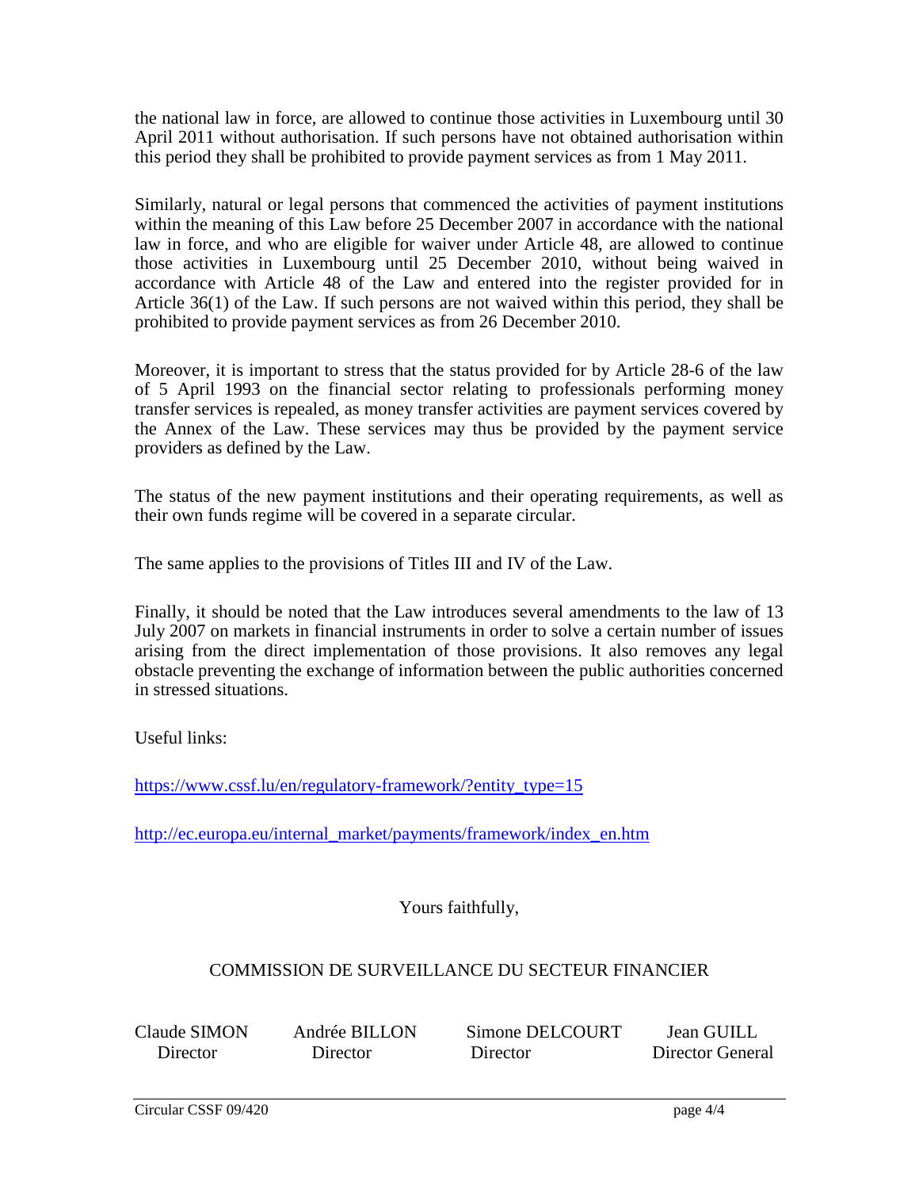the national law in force, are allowed to continue those activities in Luxembourg until 30 April 2011 without authorisation. If such persons have not obtained authorisation within this period they shall be prohibited to provide payment services as from 1 May 2011.

Similarly, natural or legal persons that commenced the activities of payment institutions within the meaning of this Law before 25 December 2007 in accordance with the national law in force, and who are eligible for waiver under Article 48, are allowed to continue those activities in Luxembourg until 25 December 2010, without being waived in accordance with Article 48 of the Law and entered into the register provided for in Article 36(1) of the Law. If such persons are not waived within this period, they shall be prohibited to provide payment services as from 26 December 2010.

Moreover, it is important to stress that the status provided for by Article 28-6 of the law of 5 April 1993 on the financial sector relating to professionals performing money transfer services is repealed, as money transfer activities are payment services covered by the Annex of the Law. These services may thus be provided by the payment service providers as defined by the Law.

The status of the new payment institutions and their operating requirements, as well as their own funds regime will be covered in a separate circular.

The same applies to the provisions of Titles III and IV of the Law.

Finally, it should be noted that the Law introduces several amendments to the law of 13 July 2007 on markets in financial instruments in order to solve a certain number of issues arising from the direct implementation of those provisions. It also removes any legal obstacle preventing the exchange of information between the public authorities concerned in stressed situations.

Useful links:

https://www.cssf.lu/en/regulatory-framework/?entity_type=15

http://ec.europa.eu/internal_market/payments/framework/index_en.htm

Yours faithfully,

COMMISSION DE SURVEILLANCE DU SECTEUR FINANCIER

| | | | |
|---|---|---|---|
| Claude SIMON | Andrée BILLON | Simone DELCOURT | Jean GUILL |
| Director | Director | Director | Director General |